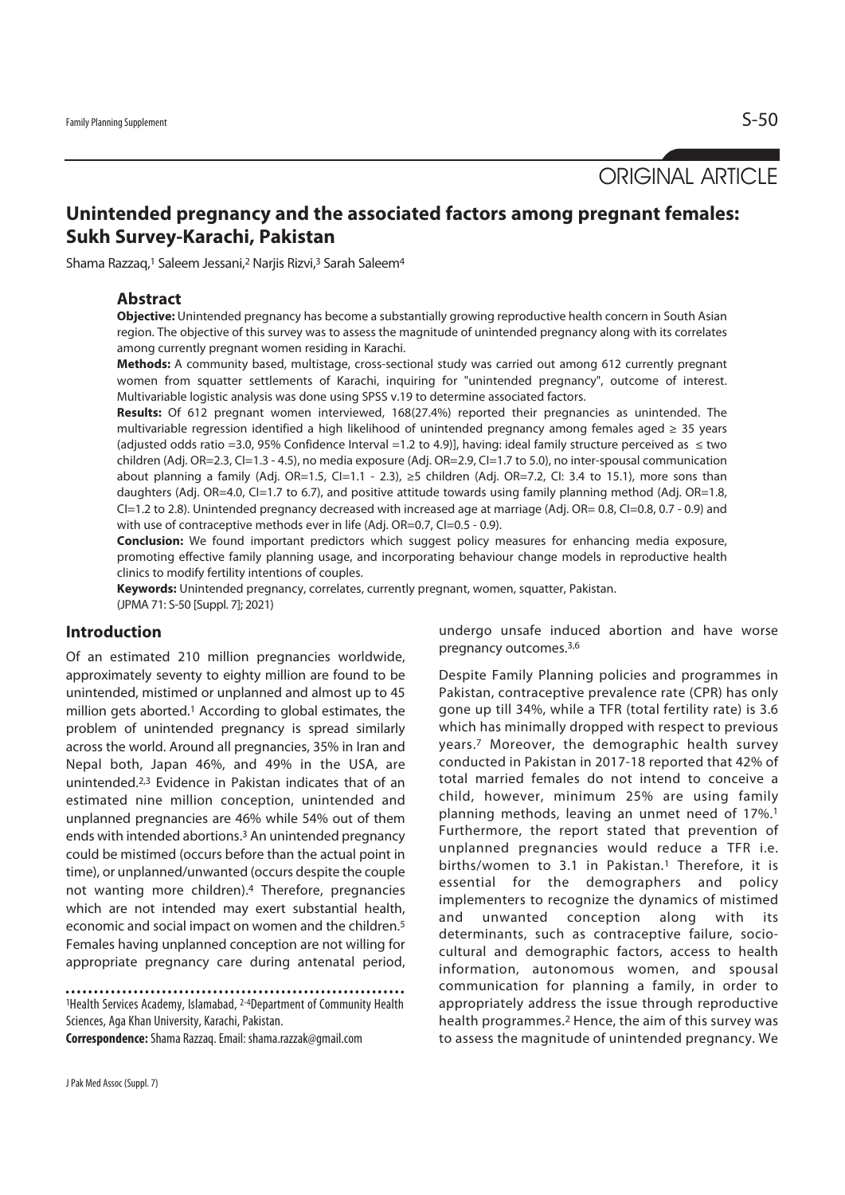ORIGINAL ARTICLE

# Unintended pregnancy and the associated factors among pregnant females: Sukh Survey-Karachi, Pakistan

Shama Razzaq,[1] Saleem Jessani,[2] Narjis Rizvi,[3] Sarah Saleem[4]

## Abstract

**Objective:** Unintended pregnancy has become a substantially growing reproductive health concern in South Asian region. The objective of this survey was to assess the magnitude of unintended pregnancy along with its correlates among currently pregnant women residing in Karachi.

**Methods:** A community based, multistage, cross-sectional study was carried out among 612 currently pregnant women from squatter settlements of Karachi, inquiring for "unintended pregnancy", outcome of interest. Multivariable logistic analysis was done using SPSS v.19 to determine associated factors.

**Results:** Of 612 pregnant women interviewed, 168(27.4%) reported their pregnancies as unintended. The multivariable regression identified a high likelihood of unintended pregnancy among females aged ≥ 35 years (adjusted odds ratio =3.0, 95% Confidence Interval =1.2 to 4.9)], having: ideal family structure perceived as ≤ two children (Adj. OR=2.3, CI=1.3 - 4.5), no media exposure (Adj. OR=2.9, CI=1.7 to 5.0), no inter-spousal communication about planning a family (Adj. OR=1.5, CI=1.1 - 2.3), ≥5 children (Adj. OR=7.2, CI: 3.4 to 15.1), more sons than daughters (Adj. OR=4.0, CI=1.7 to 6.7), and positive attitude towards using family planning method (Adj. OR=1.8, CI=1.2 to 2.8). Unintended pregnancy decreased with increased age at marriage (Adj. OR= 0.8, CI=0.8, 0.7 - 0.9) and with use of contraceptive methods ever in life (Adj. OR=0.7, CI=0.5 - 0.9).

**Conclusion:** We found important predictors which suggest policy measures for enhancing media exposure, promoting effective family planning usage, and incorporating behaviour change models in reproductive health clinics to modify fertility intentions of couples.

**Keywords:** Unintended pregnancy, correlates, currently pregnant, women, squatter, Pakistan.

(JPMA 71: S-50 [Suppl. 7]; 2021)

## Introduction

Of an estimated 210 million pregnancies worldwide, approximately seventy to eighty million are found to be unintended, mistimed or unplanned and almost up to 45 million gets aborted.[1] According to global estimates, the problem of unintended pregnancy is spread similarly across the world. Around all pregnancies, 35% in Iran and Nepal both, Japan 46%, and 49% in the USA, are unintended.[2,3] Evidence in Pakistan indicates that of an estimated nine million conception, unintended and unplanned pregnancies are 46% while 54% out of them ends with intended abortions.[3] An unintended pregnancy could be mistimed (occurs before than the actual point in time), or unplanned/unwanted (occurs despite the couple not wanting more children).[4] Therefore, pregnancies which are not intended may exert substantial health, economic and social impact on women and the children.[5] Females having unplanned conception are not willing for appropriate pregnancy care during antenatal period, undergo unsafe induced abortion and have worse pregnancy outcomes.[3,6]

Despite Family Planning policies and programmes in Pakistan, contraceptive prevalence rate (CPR) has only gone up till 34%, while a TFR (total fertility rate) is 3.6 which has minimally dropped with respect to previous years.[7] Moreover, the demographic health survey conducted in Pakistan in 2017-18 reported that 42% of total married females do not intend to conceive a child, however, minimum 25% are using family planning methods, leaving an unmet need of 17%.[1] Furthermore, the report stated that prevention of unplanned pregnancies would reduce a TFR i.e. births/women to 3.1 in Pakistan.[1] Therefore, it is essential for the demographers and policy implementers to recognize the dynamics of mistimed and unwanted conception along with its determinants, such as contraceptive failure, socio-cultural and demographic factors, access to health information, autonomous women, and spousal communication for planning a family, in order to appropriately address the issue through reproductive health programmes.[2] Hence, the aim of this survey was to assess the magnitude of unintended pregnancy. We

---

[1]Health Services Academy, Islamabad, [2-4]Department of Community Health Sciences, Aga Khan University, Karachi, Pakistan.

**Correspondence:** Shama Razzaq. Email: shama.razzak@gmail.com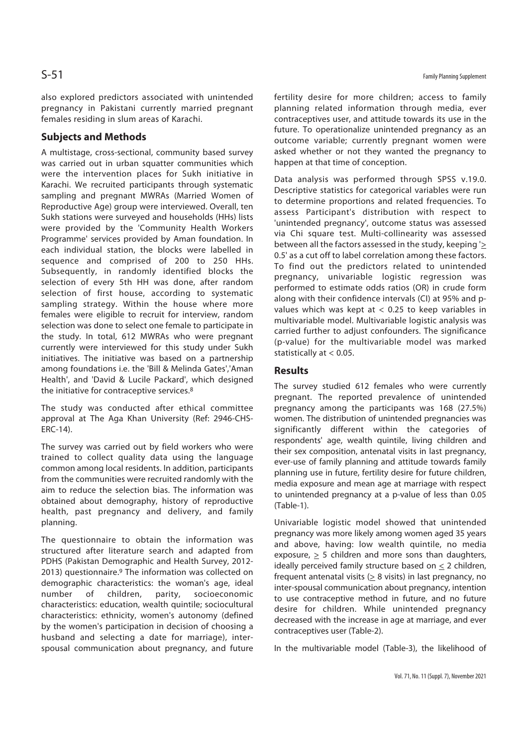also explored predictors associated with unintended pregnancy in Pakistani currently married pregnant females residing in slum areas of Karachi.

## Subjects and Methods

A multistage, cross-sectional, community based survey was carried out in urban squatter communities which were the intervention places for Sukh initiative in Karachi. We recruited participants through systematic sampling and pregnant MWRAs (Married Women of Reproductive Age) group were interviewed. Overall, ten Sukh stations were surveyed and households (HHs) lists were provided by the 'Community Health Workers Programme' services provided by Aman foundation. In each individual station, the blocks were labelled in sequence and comprised of 200 to 250 HHs. Subsequently, in randomly identified blocks the selection of every 5th HH was done, after random selection of first house, according to systematic sampling strategy. Within the house where more females were eligible to recruit for interview, random selection was done to select one female to participate in the study. In total, 612 MWRAs who were pregnant currently were interviewed for this study under Sukh initiatives. The initiative was based on a partnership among foundations i.e. the 'Bill & Melinda Gates','Aman Health', and 'David & Lucile Packard', which designed the initiative for contraceptive services.[8]

The study was conducted after ethical committee approval at The Aga Khan University (Ref: 2946-CHS-ERC-14).

The survey was carried out by field workers who were trained to collect quality data using the language common among local residents. In addition, participants from the communities were recruited randomly with the aim to reduce the selection bias. The information was obtained about demography, history of reproductive health, past pregnancy and delivery, and family planning.

The questionnaire to obtain the information was structured after literature search and adapted from PDHS (Pakistan Demographic and Health Survey, 2012-2013) questionnaire.[9] The information was collected on demographic characteristics: the woman's age, ideal number of children, parity, socioeconomic characteristics: education, wealth quintile; sociocultural characteristics: ethnicity, women's autonomy (defined by the women's participation in decision of choosing a husband and selecting a date for marriage), inter-spousal communication about pregnancy, and future fertility desire for more children; access to family planning related information through media, ever contraceptives user, and attitude towards its use in the future. To operationalize unintended pregnancy as an outcome variable; currently pregnant women were asked whether or not they wanted the pregnancy to happen at that time of conception.

Data analysis was performed through SPSS v.19.0. Descriptive statistics for categorical variables were run to determine proportions and related frequencies. To assess Participant's distribution with respect to 'unintended pregnancy', outcome status was assessed via Chi square test. Multi-collinearity was assessed between all the factors assessed in the study, keeping '$\geq$ 0.5' as a cut off to label correlation among these factors. To find out the predictors related to unintended pregnancy, univariable logistic regression was performed to estimate odds ratios (OR) in crude form along with their confidence intervals (CI) at 95% and p-values which was kept at $< 0.25$ to keep variables in multivariable model. Multivariable logistic analysis was carried further to adjust confounders. The significance (p-value) for the multivariable model was marked statistically at $< 0.05$.

## Results

The survey studied 612 females who were currently pregnant. The reported prevalence of unintended pregnancy among the participants was 168 (27.5%) women. The distribution of unintended pregnancies was significantly different within the categories of respondents' age, wealth quintile, living children and their sex composition, antenatal visits in last pregnancy, ever-use of family planning and attitude towards family planning use in future, fertility desire for future children, media exposure and mean age at marriage with respect to unintended pregnancy at a p-value of less than 0.05 (Table-1).

Univariable logistic model showed that unintended pregnancy was more likely among women aged 35 years and above, having: low wealth quintile, no media exposure, $\geq$ 5 children and more sons than daughters, ideally perceived family structure based on $\leq$ 2 children, frequent antenatal visits ($\geq$ 8 visits) in last pregnancy, no inter-spousal communication about pregnancy, intention to use contraceptive method in future, and no future desire for children. While unintended pregnancy decreased with the increase in age at marriage, and ever contraceptives user (Table-2).

In the multivariable model (Table-3), the likelihood of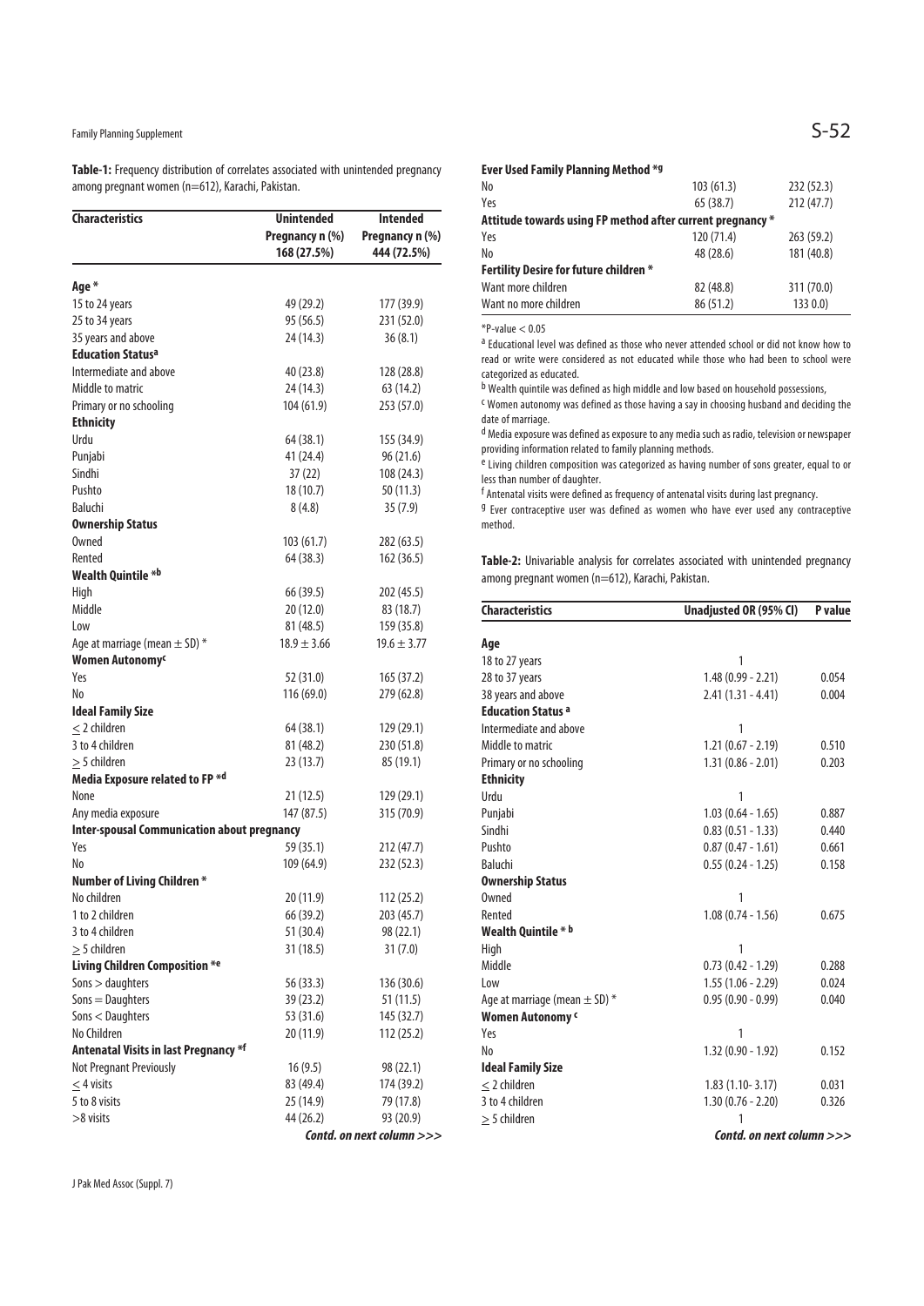**Table-1:** Frequency distribution of correlates associated with unintended pregnancy among pregnant women (n=612), Karachi, Pakistan.

| Characteristics | Unintended Pregnancy n (%) 168 (27.5%) | Intended Pregnancy n (%) 444 (72.5%) |
|---|---|---|
| **Age *** | | |
| 15 to 24 years | 49 (29.2) | 177 (39.9) |
| 25 to 34 years | 95 (56.5) | 231 (52.0) |
| 35 years and above | 24 (14.3) | 36 (8.1) |
| **Education Status[a]** | | |
| Intermediate and above | 40 (23.8) | 128 (28.8) |
| Middle to matric | 24 (14.3) | 63 (14.2) |
| Primary or no schooling | 104 (61.9) | 253 (57.0) |
| **Ethnicity** | | |
| Urdu | 64 (38.1) | 155 (34.9) |
| Punjabi | 41 (24.4) | 96 (21.6) |
| Sindhi | 37 (22) | 108 (24.3) |
| Pushto | 18 (10.7) | 50 (11.3) |
| Baluchi | 8 (4.8) | 35 (7.9) |
| **Ownership Status** | | |
| Owned | 103 (61.7) | 282 (63.5) |
| Rented | 64 (38.3) | 162 (36.5) |
| **Wealth Quintile *[b]** | | |
| High | 66 (39.5) | 202 (45.5) |
| Middle | 20 (12.0) | 83 (18.7) |
| Low | 81 (48.5) | 159 (35.8) |
| Age at marriage (mean $\pm$ SD) * | $18.9 \pm 3.66$ | $19.6 \pm 3.77$ |
| **Women Autonomy[c]** | | |
| Yes | 52 (31.0) | 165 (37.2) |
| No | 116 (69.0) | 279 (62.8) |
| **Ideal Family Size** | | |
| $\leq$ 2 children | 64 (38.1) | 129 (29.1) |
| 3 to 4 children | 81 (48.2) | 230 (51.8) |
| $\geq$ 5 children | 23 (13.7) | 85 (19.1) |
| **Media Exposure related to FP *[d]** | | |
| None | 21 (12.5) | 129 (29.1) |
| Any media exposure | 147 (87.5) | 315 (70.9) |
| **Inter-spousal Communication about pregnancy** | | |
| Yes | 59 (35.1) | 212 (47.7) |
| No | 109 (64.9) | 232 (52.3) |
| **Number of Living Children *** | | |
| No children | 20 (11.9) | 112 (25.2) |
| 1 to 2 children | 66 (39.2) | 203 (45.7) |
| 3 to 4 children | 51 (30.4) | 98 (22.1) |
| $\geq$ 5 children | 31 (18.5) | 31 (7.0) |
| **Living Children Composition *[e]** | | |
| Sons > daughters | 56 (33.3) | 136 (30.6) |
| Sons = Daughters | 39 (23.2) | 51 (11.5) |
| Sons < Daughters | 53 (31.6) | 145 (32.7) |
| No Children | 20 (11.9) | 112 (25.2) |
| **Antenatal Visits in last Pregnancy *[f]** | | |
| Not Pregnant Previously | 16 (9.5) | 98 (22.1) |
| $\leq$ 4 visits | 83 (49.4) | 174 (39.2) |
| 5 to 8 visits | 25 (14.9) | 79 (17.8) |
| >8 visits | 44 (26.2) | 93 (20.9) |
| **Ever Used Family Planning Method *[g]** | | |
| No | 103 (61.3) | 232 (52.3) |
| Yes | 65 (38.7) | 212 (47.7) |
| **Attitude towards using FP method after current pregnancy *** | | |
| Yes | 120 (71.4) | 263 (59.2) |
| No | 48 (28.6) | 181 (40.8) |
| **Fertility Desire for future children *** | | |
| Want more children | 82 (48.8) | 311 (70.0) |
| Want no more children | 86 (51.2) | 133 0.0) |

*P-value < 0.05

[a] Educational level was defined as those who never attended school or did not know how to read or write were considered as not educated while those who had been to school were categorized as educated.

[b] Wealth quintile was defined as high middle and low based on household possessions,

[c] Women autonomy was defined as those having a say in choosing husband and deciding the date of marriage.

[d] Media exposure was defined as exposure to any media such as radio, television or newspaper providing information related to family planning methods.

[e] Living children composition was categorized as having number of sons greater, equal to or less than number of daughter.

[f] Antenatal visits were defined as frequency of antenatal visits during last pregnancy.

[g] Ever contraceptive user was defined as women who have ever used any contraceptive method.

**Table-2:** Univariable analysis for correlates associated with unintended pregnancy among pregnant women (n=612), Karachi, Pakistan.

| Characteristics | Unadjusted OR (95% CI) | P value |
|---|---|---|
| **Age** | | |
| 18 to 27 years | 1 | |
| 28 to 37 years | 1.48 (0.99 - 2.21) | 0.054 |
| 38 years and above | 2.41 (1.31 - 4.41) | 0.004 |
| **Education Status [a]** | | |
| Intermediate and above | 1 | |
| Middle to matric | 1.21 (0.67 - 2.19) | 0.510 |
| Primary or no schooling | 1.31 (0.86 - 2.01) | 0.203 |
| **Ethnicity** | | |
| Urdu | 1 | |
| Punjabi | 1.03 (0.64 - 1.65) | 0.887 |
| Sindhi | 0.83 (0.51 - 1.33) | 0.440 |
| Pushto | 0.87 (0.47 - 1.61) | 0.661 |
| Baluchi | 0.55 (0.24 - 1.25) | 0.158 |
| **Ownership Status** | | |
| Owned | 1 | |
| Rented | 1.08 (0.74 - 1.56) | 0.675 |
| **Wealth Quintile * [b]** | | |
| High | 1 | |
| Middle | 0.73 (0.42 - 1.29) | 0.288 |
| Low | 1.55 (1.06 - 2.29) | 0.024 |
| Age at marriage (mean $\pm$ SD) * | 0.95 (0.90 - 0.99) | 0.040 |
| **Women Autonomy [c]** | | |
| Yes | 1 | |
| No | 1.32 (0.90 - 1.92) | 0.152 |
| **Ideal Family Size** | | |
| $\leq$ 2 children | 1.83 (1.10- 3.17) | 0.031 |
| 3 to 4 children | 1.30 (0.76 - 2.20) | 0.326 |
| $\geq$ 5 children | 1 | |

***Contd. on next column >>>***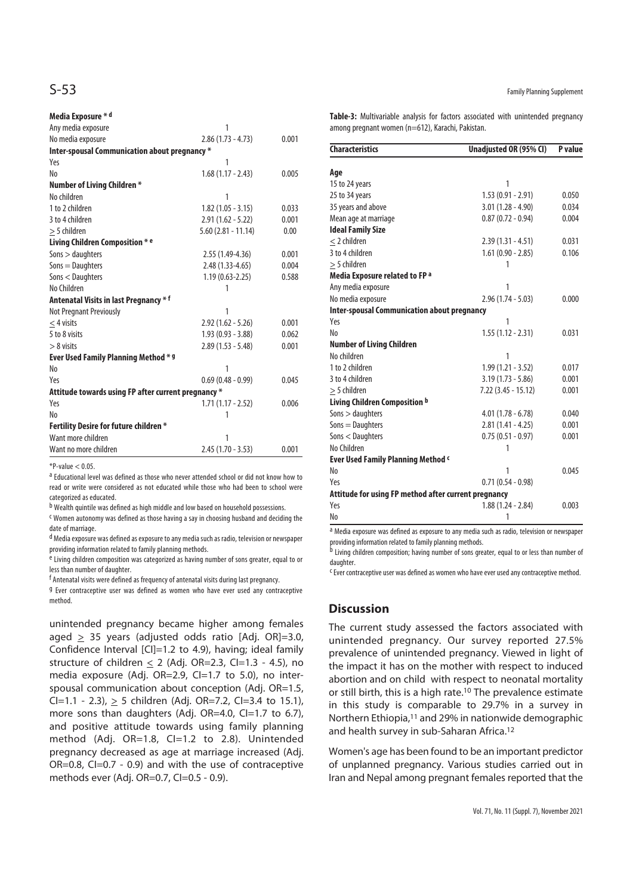| | | |
|---|---|---|
| **Media Exposure * d** | | |
| Any media exposure | 1 | |
| No media exposure | 2.86 (1.73 - 4.73) | 0.001 |
| **Inter-spousal Communication about pregnancy *** | | |
| Yes | 1 | |
| No | 1.68 (1.17 - 2.43) | 0.005 |
| **Number of Living Children *** | | |
| No children | 1 | |
| 1 to 2 children | 1.82 (1.05 - 3.15) | 0.033 |
| 3 to 4 children | 2.91 (1.62 - 5.22) | 0.001 |
| $\geq$ 5 children | 5.60 (2.81 - 11.14) | 0.00 |
| **Living Children Composition * e** | | |
| Sons > daughters | 2.55 (1.49-4.36) | 0.001 |
| Sons = Daughters | 2.48 (1.33-4.65) | 0.004 |
| Sons < Daughters | 1.19 (0.63-2.25) | 0.588 |
| No Children | 1 | |
| **Antenatal Visits in last Pregnancy * f** | | |
| Not Pregnant Previously | 1 | |
| $\leq$ 4 visits | 2.92 (1.62 - 5.26) | 0.001 |
| 5 to 8 visits | 1.93 (0.93 - 3.88) | 0.062 |
| > 8 visits | 2.89 (1.53 - 5.48) | 0.001 |
| **Ever Used Family Planning Method * g** | | |
| No | 1 | |
| Yes | 0.69 (0.48 - 0.99) | 0.045 |
| **Attitude towards using FP after current pregnancy *** | | |
| Yes | 1.71 (1.17 - 2.52) | 0.006 |
| No | 1 | |
| **Fertility Desire for future children *** | | |
| Want more children | 1 | |
| Want no more children | 2.45 (1.70 - 3.53) | 0.001 |

*P-value < 0.05.

[a] Educational level was defined as those who never attended school or did not know how to read or write were considered as not educated while those who had been to school were categorized as educated.

[b] Wealth quintile was defined as high middle and low based on household possessions.

[c] Women autonomy was defined as those having a say in choosing husband and deciding the date of marriage.

[d] Media exposure was defined as exposure to any media such as radio, television or newspaper providing information related to family planning methods.

[e] Living children composition was categorized as having number of sons greater, equal to or less than number of daughter.

[f] Antenatal visits were defined as frequency of antenatal visits during last pregnancy.

[g] Ever contraceptive user was defined as women who have ever used any contraceptive method.

unintended pregnancy became higher among females aged $\geq$ 35 years (adjusted odds ratio [Adj. OR]=3.0, Confidence Interval [CI]=1.2 to 4.9), having; ideal family structure of children $\leq$ 2 (Adj. OR=2.3, CI=1.3 - 4.5), no media exposure (Adj. OR=2.9, CI=1.7 to 5.0), no inter-spousal communication about conception (Adj. OR=1.5, CI=1.1 - 2.3), $\geq$ 5 children (Adj. OR=7.2, CI=3.4 to 15.1), more sons than daughters (Adj. OR=4.0, CI=1.7 to 6.7), and positive attitude towards using family planning method (Adj. OR=1.8, CI=1.2 to 2.8). Unintended pregnancy decreased as age at marriage increased (Adj. OR=0.8, CI=0.7 - 0.9) and with the use of contraceptive methods ever (Adj. OR=0.7, CI=0.5 - 0.9).

**Table-3:** Multivariable analysis for factors associated with unintended pregnancy among pregnant women (n=612), Karachi, Pakistan.

| Characteristics | Unadjusted OR (95% CI) | P value |
|---|---|---|
| **Age** | | |
| 15 to 24 years | 1 | |
| 25 to 34 years | 1.53 (0.91 - 2.91) | 0.050 |
| 35 years and above | 3.01 (1.28 - 4.90) | 0.034 |
| Mean age at marriage | 0.87 (0.72 - 0.94) | 0.004 |
| **Ideal Family Size** | | |
| $\leq$ 2 children | 2.39 (1.31 - 4.51) | 0.031 |
| 3 to 4 children | 1.61 (0.90 - 2.85) | 0.106 |
| $\geq$ 5 children | 1 | |
| **Media Exposure related to FP a** | | |
| Any media exposure | 1 | |
| No media exposure | 2.96 (1.74 - 5.03) | 0.000 |
| **Inter-spousal Communication about pregnancy** | | |
| Yes | 1 | |
| No | 1.55 (1.12 - 2.31) | 0.031 |
| **Number of Living Children** | | |
| No children | 1 | |
| 1 to 2 children | 1.99 (1.21 - 3.52) | 0.017 |
| 3 to 4 children | 3.19 (1.73 - 5.86) | 0.001 |
| $\geq$ 5 children | 7.22 (3.45 - 15.12) | 0.001 |
| **Living Children Composition b** | | |
| Sons > daughters | 4.01 (1.78 - 6.78) | 0.040 |
| Sons = Daughters | 2.81 (1.41 - 4.25) | 0.001 |
| Sons < Daughters | 0.75 (0.51 - 0.97) | 0.001 |
| No Children | 1 | |
| **Ever Used Family Planning Method c** | | |
| No | 1 | 0.045 |
| Yes | 0.71 (0.54 - 0.98) | |
| **Attitude for using FP method after current pregnancy** | | |
| Yes | 1.88 (1.24 - 2.84) | 0.003 |
| No | 1 | |

[a] Media exposure was defined as exposure to any media such as radio, television or newspaper providing information related to family planning methods.

[b] Living children composition; having number of sons greater, equal to or less than number of daughter.

[c] Ever contraceptive user was defined as women who have ever used any contraceptive method.

## Discussion

The current study assessed the factors associated with unintended pregnancy. Our survey reported 27.5% prevalence of unintended pregnancy. Viewed in light of the impact it has on the mother with respect to induced abortion and on child with respect to neonatal mortality or still birth, this is a high rate.[10] The prevalence estimate in this study is comparable to 29.7% in a survey in Northern Ethiopia,[11] and 29% in nationwide demographic and health survey in sub-Saharan Africa.[12]

Women's age has been found to be an important predictor of unplanned pregnancy. Various studies carried out in Iran and Nepal among pregnant females reported that the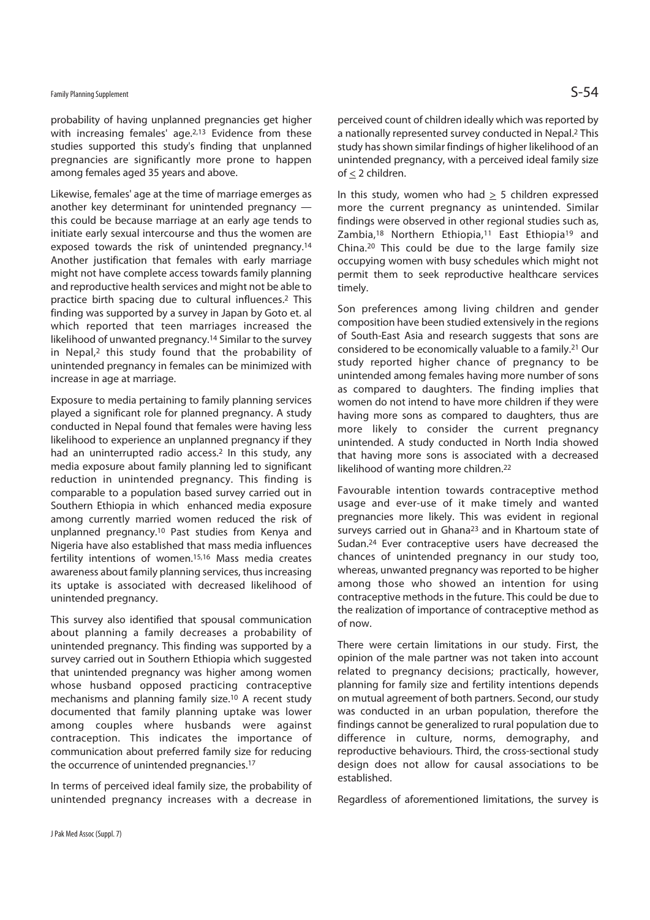probability of having unplanned pregnancies get higher with increasing females' age.[2,13] Evidence from these studies supported this study's finding that unplanned pregnancies are significantly more prone to happen among females aged 35 years and above.

Likewise, females' age at the time of marriage emerges as another key determinant for unintended pregnancy — this could be because marriage at an early age tends to initiate early sexual intercourse and thus the women are exposed towards the risk of unintended pregnancy.[14] Another justification that females with early marriage might not have complete access towards family planning and reproductive health services and might not be able to practice birth spacing due to cultural influences.[2] This finding was supported by a survey in Japan by Goto et. al which reported that teen marriages increased the likelihood of unwanted pregnancy.[14] Similar to the survey in Nepal,[2] this study found that the probability of unintended pregnancy in females can be minimized with increase in age at marriage.

Exposure to media pertaining to family planning services played a significant role for planned pregnancy. A study conducted in Nepal found that females were having less likelihood to experience an unplanned pregnancy if they had an uninterrupted radio access.[2] In this study, any media exposure about family planning led to significant reduction in unintended pregnancy. This finding is comparable to a population based survey carried out in Southern Ethiopia in which enhanced media exposure among currently married women reduced the risk of unplanned pregnancy.[10] Past studies from Kenya and Nigeria have also established that mass media influences fertility intentions of women.[15,16] Mass media creates awareness about family planning services, thus increasing its uptake is associated with decreased likelihood of unintended pregnancy.

This survey also identified that spousal communication about planning a family decreases a probability of unintended pregnancy. This finding was supported by a survey carried out in Southern Ethiopia which suggested that unintended pregnancy was higher among women whose husband opposed practicing contraceptive mechanisms and planning family size.[10] A recent study documented that family planning uptake was lower among couples where husbands were against contraception. This indicates the importance of communication about preferred family size for reducing the occurrence of unintended pregnancies.[17]

In terms of perceived ideal family size, the probability of unintended pregnancy increases with a decrease in perceived count of children ideally which was reported by a nationally represented survey conducted in Nepal.[2] This study has shown similar findings of higher likelihood of an unintended pregnancy, with a perceived ideal family size of $\leq 2$ children.

In this study, women who had $\geq 5$ children expressed more the current pregnancy as unintended. Similar findings were observed in other regional studies such as, Zambia,[18] Northern Ethiopia,[11] East Ethiopia[19] and China.[20] This could be due to the large family size occupying women with busy schedules which might not permit them to seek reproductive healthcare services timely.

Son preferences among living children and gender composition have been studied extensively in the regions of South-East Asia and research suggests that sons are considered to be economically valuable to a family.[21] Our study reported higher chance of pregnancy to be unintended among females having more number of sons as compared to daughters. The finding implies that women do not intend to have more children if they were having more sons as compared to daughters, thus are more likely to consider the current pregnancy unintended. A study conducted in North India showed that having more sons is associated with a decreased likelihood of wanting more children.[22]

Favourable intention towards contraceptive method usage and ever-use of it make timely and wanted pregnancies more likely. This was evident in regional surveys carried out in Ghana[23] and in Khartoum state of Sudan.[24] Ever contraceptive users have decreased the chances of unintended pregnancy in our study too, whereas, unwanted pregnancy was reported to be higher among those who showed an intention for using contraceptive methods in the future. This could be due to the realization of importance of contraceptive method as of now.

There were certain limitations in our study. First, the opinion of the male partner was not taken into account related to pregnancy decisions; practically, however, planning for family size and fertility intentions depends on mutual agreement of both partners. Second, our study was conducted in an urban population, therefore the findings cannot be generalized to rural population due to difference in culture, norms, demography, and reproductive behaviours. Third, the cross-sectional study design does not allow for causal associations to be established.

Regardless of aforementioned limitations, the survey is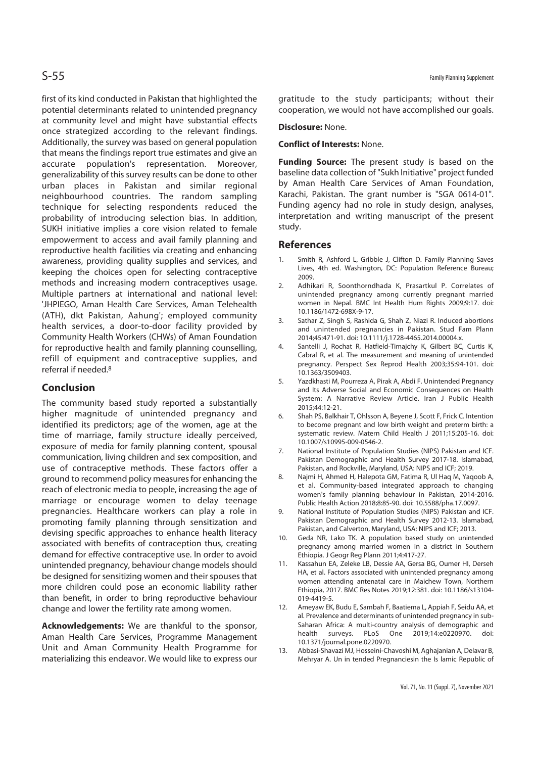first of its kind conducted in Pakistan that highlighted the potential determinants related to unintended pregnancy at community level and might have substantial effects once strategized according to the relevant findings. Additionally, the survey was based on general population that means the findings report true estimates and give an accurate population's representation. Moreover, generalizability of this survey results can be done to other urban places in Pakistan and similar regional neighbourhood countries. The random sampling technique for selecting respondents reduced the probability of introducing selection bias. In addition, SUKH initiative implies a core vision related to female empowerment to access and avail family planning and reproductive health facilities via creating and enhancing awareness, providing quality supplies and services, and keeping the choices open for selecting contraceptive methods and increasing modern contraceptives usage. Multiple partners at international and national level: 'JHPIEGO, Aman Health Care Services, Aman Telehealth (ATH), dkt Pakistan, Aahung'; employed community health services, a door-to-door facility provided by Community Health Workers (CHWs) of Aman Foundation for reproductive health and family planning counselling, refill of equipment and contraceptive supplies, and referral if needed.[8]

## Conclusion

The community based study reported a substantially higher magnitude of unintended pregnancy and identified its predictors; age of the women, age at the time of marriage, family structure ideally perceived, exposure of media for family planning content, spousal communication, living children and sex composition, and use of contraceptive methods. These factors offer a ground to recommend policy measures for enhancing the reach of electronic media to people, increasing the age of marriage or encourage women to delay teenage pregnancies. Healthcare workers can play a role in promoting family planning through sensitization and devising specific approaches to enhance health literacy associated with benefits of contraception thus, creating demand for effective contraceptive use. In order to avoid unintended pregnancy, behaviour change models should be designed for sensitizing women and their spouses that more children could pose an economic liability rather than benefit, in order to bring reproductive behaviour change and lower the fertility rate among women.

**Acknowledgements:** We are thankful to the sponsor, Aman Health Care Services, Programme Management Unit and Aman Community Health Programme for materializing this endeavor. We would like to express our gratitude to the study participants; without their cooperation, we would not have accomplished our goals.

**Disclosure:** None.

**Conflict of Interests:** None.

**Funding Source:** The present study is based on the baseline data collection of "Sukh Initiative" project funded by Aman Health Care Services of Aman Foundation, Karachi, Pakistan. The grant number is "SGA 0614-01". Funding agency had no role in study design, analyses, interpretation and writing manuscript of the present study.

## References

1. Smith R, Ashford L, Gribble J, Clifton D. Family Planning Saves Lives, 4th ed. Washington, DC: Population Reference Bureau; 2009.
2. Adhikari R, Soonthorndhada K, Prasartkul P. Correlates of unintended pregnancy among currently pregnant married women in Nepal. BMC Int Health Hum Rights 2009;9:17. doi: 10.1186/1472-698X-9-17.
3. Sathar Z, Singh S, Rashida G, Shah Z, Niazi R. Induced abortions and unintended pregnancies in Pakistan. Stud Fam Plann 2014;45:471-91. doi: 10.1111/j.1728-4465.2014.00004.x.
4. Santelli J, Rochat R, Hatfield-Timajchy K, Gilbert BC, Curtis K, Cabral R, et al. The measurement and meaning of unintended pregnancy. Perspect Sex Reprod Health 2003;35:94-101. doi: 10.1363/3509403.
5. Yazdkhasti M, Pourreza A, Pirak A, Abdi F. Unintended Pregnancy and Its Adverse Social and Economic Consequences on Health System: A Narrative Review Article. Iran J Public Health 2015;44:12-21.
6. Shah PS, Balkhair T, Ohlsson A, Beyene J, Scott F, Frick C. Intention to become pregnant and low birth weight and preterm birth: a systematic review. Matern Child Health J 2011;15:205-16. doi: 10.1007/s10995-009-0546-2.
7. National Institute of Population Studies (NIPS) Pakistan and ICF. Pakistan Demographic and Health Survey 2017-18. Islamabad, Pakistan, and Rockville, Maryland, USA: NIPS and ICF; 2019.
8. Najmi H, Ahmed H, Halepota GM, Fatima R, Ul Haq M, Yaqoob A, et al. Community-based integrated approach to changing women's family planning behaviour in Pakistan, 2014-2016. Public Health Action 2018;8:85-90. doi: 10.5588/pha.17.0097.
9. National Institute of Population Studies (NIPS) Pakistan and ICF. Pakistan Demographic and Health Survey 2012-13. Islamabad, Pakistan, and Calverton, Maryland, USA: NIPS and ICF; 2013.
10. Geda NR, Lako TK. A population based study on unintended pregnancy among married women in a district in Southern Ethiopia. J Geogr Reg Plann 2011;4:417-27.
11. Kassahun EA, Zeleke LB, Dessie AA, Gersa BG, Oumer HI, Derseh HA, et al. Factors associated with unintended pregnancy among women attending antenatal care in Maichew Town, Northern Ethiopia, 2017. BMC Res Notes 2019;12:381. doi: 10.1186/s13104-019-4419-5.
12. Ameyaw EK, Budu E, Sambah F, Baatiema L, Appiah F, Seidu AA, et al. Prevalence and determinants of unintended pregnancy in sub-Saharan Africa: A multi-country analysis of demographic and health surveys. PLoS One 2019;14:e0220970. doi: 10.1371/journal.pone.0220970.
13. Abbasi-Shavazi MJ, Hosseini-Chavoshi M, Aghajanian A, Delavar B, Mehryar A. Un in tended Pregnanciesin the Is lamic Republic of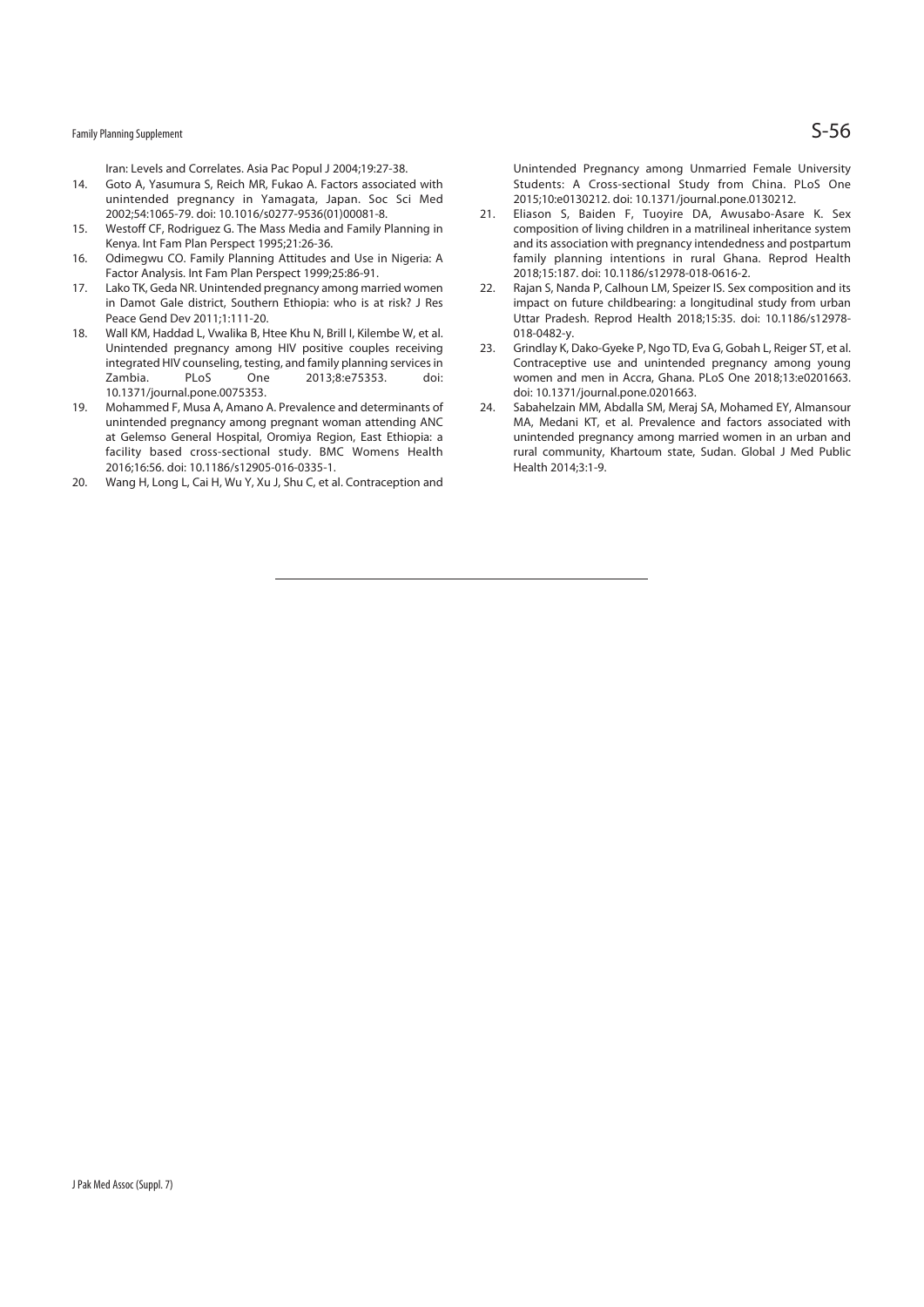Iran: Levels and Correlates. Asia Pac Popul J 2004;19:27-38.

14. Goto A, Yasumura S, Reich MR, Fukao A. Factors associated with unintended pregnancy in Yamagata, Japan. Soc Sci Med 2002;54:1065-79. doi: 10.1016/s0277-9536(01)00081-8.
15. Westoff CF, Rodriguez G. The Mass Media and Family Planning in Kenya. Int Fam Plan Perspect 1995;21:26-36.
16. Odimegwu CO. Family Planning Attitudes and Use in Nigeria: A Factor Analysis. Int Fam Plan Perspect 1999;25:86-91.
17. Lako TK, Geda NR. Unintended pregnancy among married women in Damot Gale district, Southern Ethiopia: who is at risk? J Res Peace Gend Dev 2011;1:111-20.
18. Wall KM, Haddad L, Vwalika B, Htee Khu N, Brill I, Kilembe W, et al. Unintended pregnancy among HIV positive couples receiving integrated HIV counseling, testing, and family planning services in Zambia. PLoS One 2013;8:e75353. doi: 10.1371/journal.pone.0075353.
19. Mohammed F, Musa A, Amano A. Prevalence and determinants of unintended pregnancy among pregnant woman attending ANC at Gelemso General Hospital, Oromiya Region, East Ethiopia: a facility based cross-sectional study. BMC Womens Health 2016;16:56. doi: 10.1186/s12905-016-0335-1.
20. Wang H, Long L, Cai H, Wu Y, Xu J, Shu C, et al. Contraception and Unintended Pregnancy among Unmarried Female University Students: A Cross-sectional Study from China. PLoS One 2015;10:e0130212. doi: 10.1371/journal.pone.0130212.
21. Eliason S, Baiden F, Tuoyire DA, Awusabo-Asare K. Sex composition of living children in a matrilineal inheritance system and its association with pregnancy intendedness and postpartum family planning intentions in rural Ghana. Reprod Health 2018;15:187. doi: 10.1186/s12978-018-0616-2.
22. Rajan S, Nanda P, Calhoun LM, Speizer IS. Sex composition and its impact on future childbearing: a longitudinal study from urban Uttar Pradesh. Reprod Health 2018;15:35. doi: 10.1186/s12978-018-0482-y.
23. Grindlay K, Dako-Gyeke P, Ngo TD, Eva G, Gobah L, Reiger ST, et al. Contraceptive use and unintended pregnancy among young women and men in Accra, Ghana. PLoS One 2018;13:e0201663. doi: 10.1371/journal.pone.0201663.
24. Sabahelzain MM, Abdalla SM, Meraj SA, Mohamed EY, Almansour MA, Medani KT, et al. Prevalence and factors associated with unintended pregnancy among married women in an urban and rural community, Khartoum state, Sudan. Global J Med Public Health 2014;3:1-9.